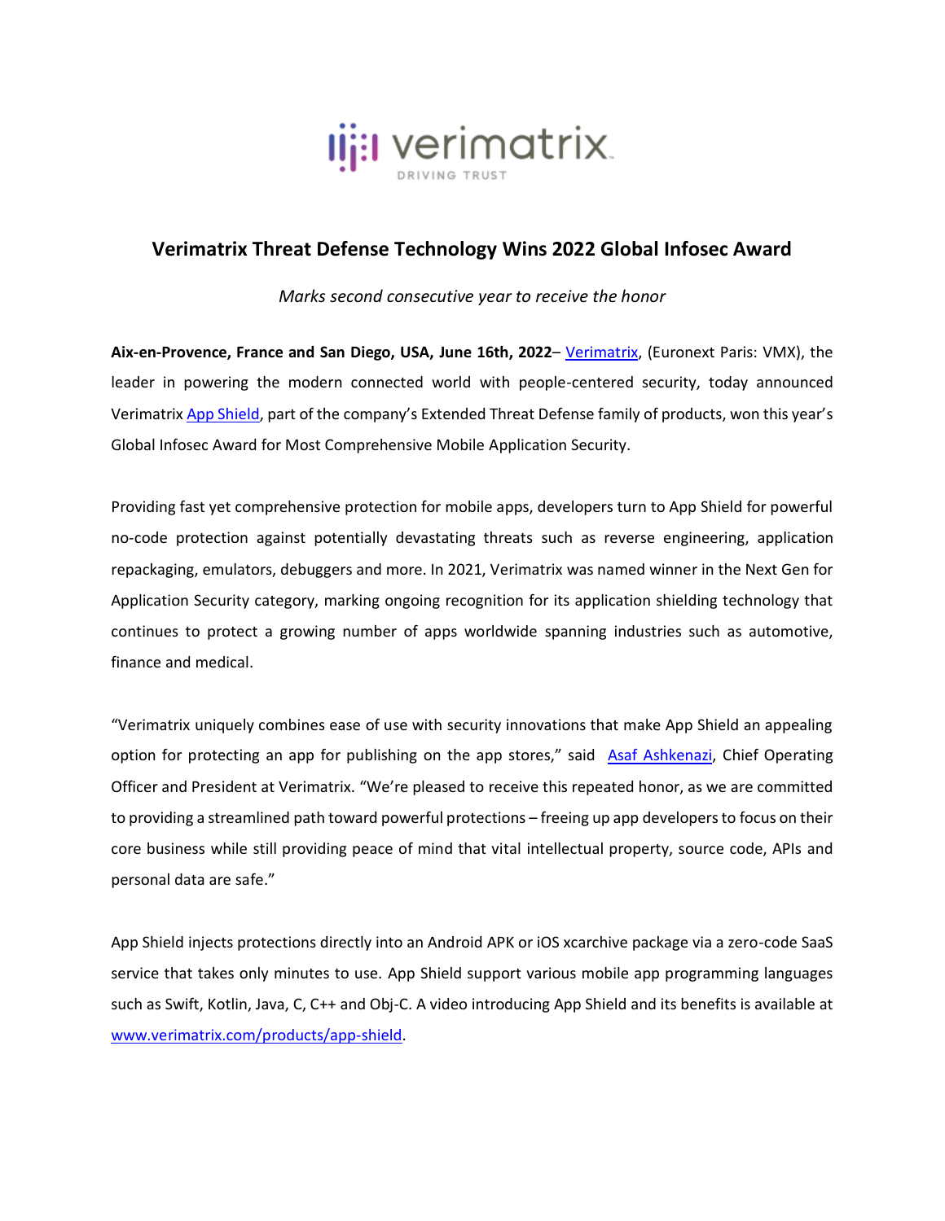# Verimatrix Threat Defense Technology Wins 2022 Global Infosec Award

*Marks second consecutive year to receive the honor*

**Aix-en-Provence, France and San Diego, USA, June 16th, 2022**– Verimatrix, (Euronext Paris: VMX), the leader in powering the modern connected world with people-centered security, today announced Verimatrix App Shield, part of the company's Extended Threat Defense family of products, won this year's Global Infosec Award for Most Comprehensive Mobile Application Security.

Providing fast yet comprehensive protection for mobile apps, developers turn to App Shield for powerful no-code protection against potentially devastating threats such as reverse engineering, application repackaging, emulators, debuggers and more. In 2021, Verimatrix was named winner in the Next Gen for Application Security category, marking ongoing recognition for its application shielding technology that continues to protect a growing number of apps worldwide spanning industries such as automotive, finance and medical.

"Verimatrix uniquely combines ease of use with security innovations that make App Shield an appealing option for protecting an app for publishing on the app stores," said Asaf Ashkenazi, Chief Operating Officer and President at Verimatrix. "We're pleased to receive this repeated honor, as we are committed to providing a streamlined path toward powerful protections – freeing up app developers to focus on their core business while still providing peace of mind that vital intellectual property, source code, APIs and personal data are safe."

App Shield injects protections directly into an Android APK or iOS xcarchive package via a zero-code SaaS service that takes only minutes to use. App Shield support various mobile app programming languages such as Swift, Kotlin, Java, C, C++ and Obj-C. A video introducing App Shield and its benefits is available at www.verimatrix.com/products/app-shield.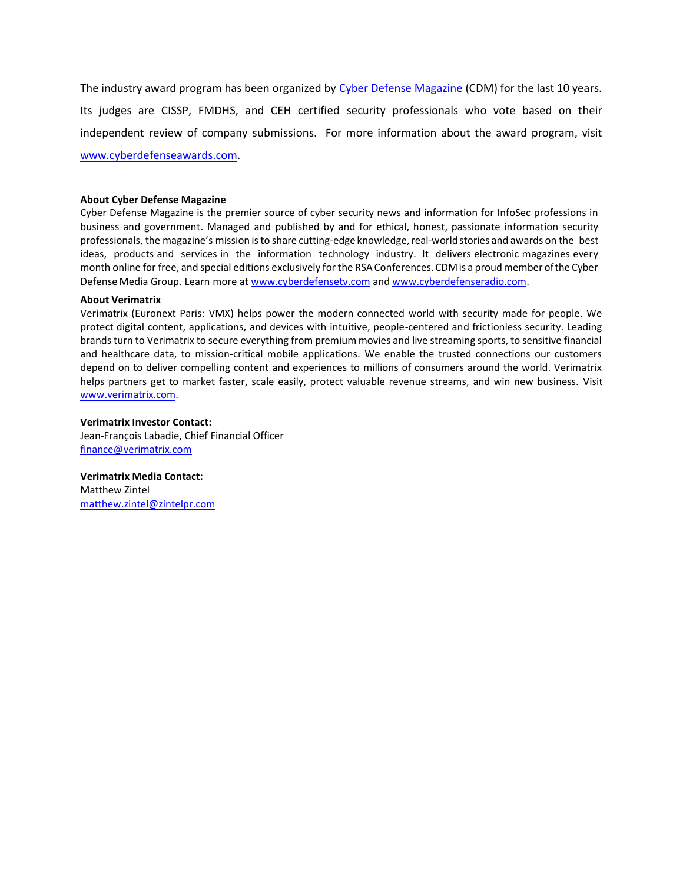The industry award program has been organized by [Cyber Defense Magazine](https://www.cyberdefensemagazine.com) (CDM) for the last 10 years. Its judges are CISSP, FMDHS, and CEH certified security professionals who vote based on their independent review of company submissions. For more information about the award program, visit www.cyberdefenseawards.com.

**About Cyber Defense Magazine**

Cyber Defense Magazine is the premier source of cyber security news and information for InfoSec professions in business and government. Managed and published by and for ethical, honest, passionate information security professionals, the magazine's mission is to share cutting-edge knowledge, real-world stories and awards on the best ideas, products and services in the information technology industry. It delivers electronic magazines every month online for free, and special editions exclusively for the RSA Conferences. CDM is a proud member of the Cyber Defense Media Group. Learn more at www.cyberdefensetv.com and www.cyberdefenseradio.com.

**About Verimatrix**

Verimatrix (Euronext Paris: VMX) helps power the modern connected world with security made for people. We protect digital content, applications, and devices with intuitive, people-centered and frictionless security. Leading brands turn to Verimatrix to secure everything from premium movies and live streaming sports, to sensitive financial and healthcare data, to mission-critical mobile applications. We enable the trusted connections our customers depend on to deliver compelling content and experiences to millions of consumers around the world. Verimatrix helps partners get to market faster, scale easily, protect valuable revenue streams, and win new business. Visit www.verimatrix.com.

**Verimatrix Investor Contact:**
Jean-François Labadie, Chief Financial Officer
finance@verimatrix.com

**Verimatrix Media Contact:**
Matthew Zintel
matthew.zintel@zintelpr.com